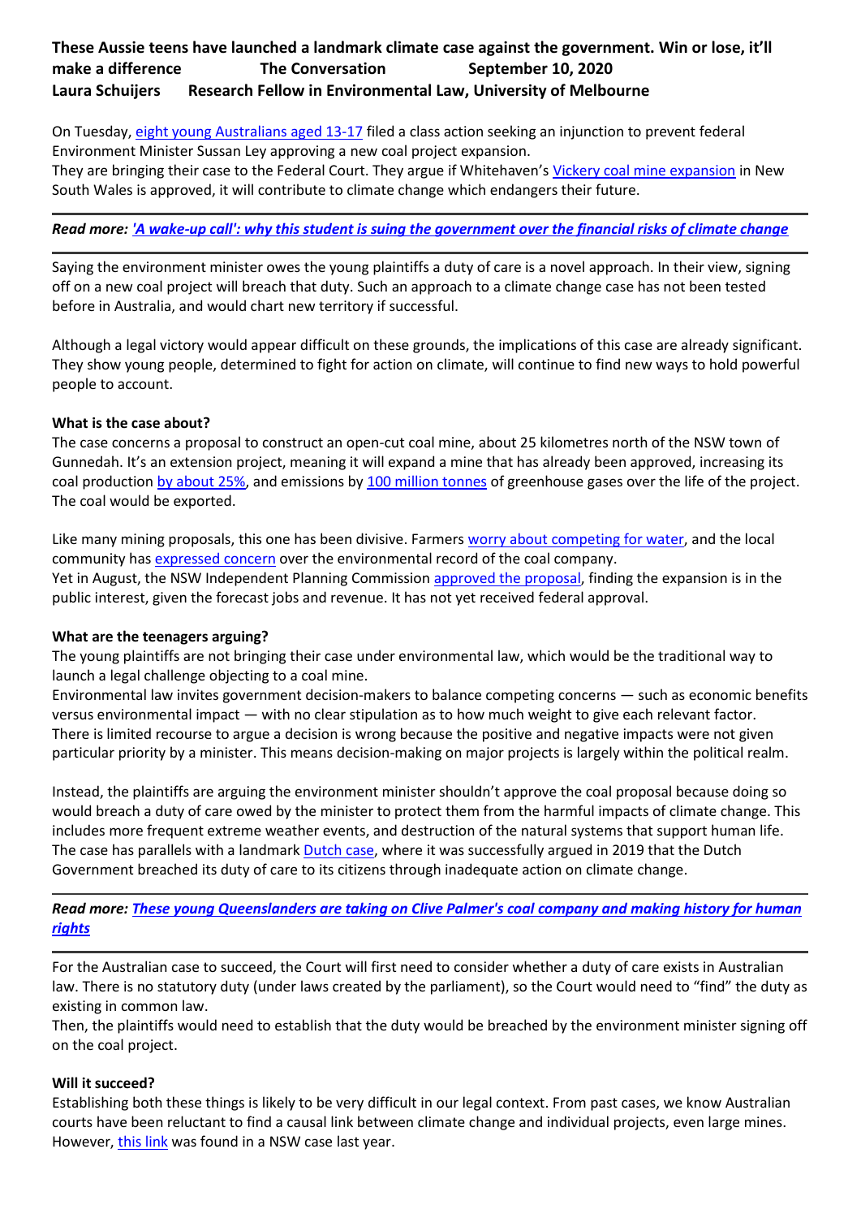**These Aussie teens have launched a landmark climate case against the government. Win or lose, it'll make a difference The Conversation September 10, 2020**
**Laura Schuijers Research Fellow in Environmental Law, University of Melbourne**

On Tuesday, eight young Australians aged 13-17 filed a class action seeking an injunction to prevent federal Environment Minister Sussan Ley approving a new coal project expansion.
They are bringing their case to the Federal Court. They argue if Whitehaven's Vickery coal mine expansion in New South Wales is approved, it will contribute to climate change which endangers their future.

---

***Read more: 'A wake-up call': why this student is suing the government over the financial risks of climate change***

---

Saying the environment minister owes the young plaintiffs a duty of care is a novel approach. In their view, signing off on a new coal project will breach that duty. Such an approach to a climate change case has not been tested before in Australia, and would chart new territory if successful.

Although a legal victory would appear difficult on these grounds, the implications of this case are already significant. They show young people, determined to fight for action on climate, will continue to find new ways to hold powerful people to account.

**What is the case about?**
The case concerns a proposal to construct an open-cut coal mine, about 25 kilometres north of the NSW town of Gunnedah. It's an extension project, meaning it will expand a mine that has already been approved, increasing its coal production by about 25%, and emissions by 100 million tonnes of greenhouse gases over the life of the project. The coal would be exported.

Like many mining proposals, this one has been divisive. Farmers worry about competing for water, and the local community has expressed concern over the environmental record of the coal company.
Yet in August, the NSW Independent Planning Commission approved the proposal, finding the expansion is in the public interest, given the forecast jobs and revenue. It has not yet received federal approval.

**What are the teenagers arguing?**
The young plaintiffs are not bringing their case under environmental law, which would be the traditional way to launch a legal challenge objecting to a coal mine.
Environmental law invites government decision-makers to balance competing concerns — such as economic benefits versus environmental impact — with no clear stipulation as to how much weight to give each relevant factor. There is limited recourse to argue a decision is wrong because the positive and negative impacts were not given particular priority by a minister. This means decision-making on major projects is largely within the political realm.

Instead, the plaintiffs are arguing the environment minister shouldn't approve the coal proposal because doing so would breach a duty of care owed by the minister to protect them from the harmful impacts of climate change. This includes more frequent extreme weather events, and destruction of the natural systems that support human life. The case has parallels with a landmark Dutch case, where it was successfully argued in 2019 that the Dutch Government breached its duty of care to its citizens through inadequate action on climate change.

---

***Read more: These young Queenslanders are taking on Clive Palmer's coal company and making history for human rights***

---

For the Australian case to succeed, the Court will first need to consider whether a duty of care exists in Australian law. There is no statutory duty (under laws created by the parliament), so the Court would need to "find" the duty as existing in common law.
Then, the plaintiffs would need to establish that the duty would be breached by the environment minister signing off on the coal project.

**Will it succeed?**
Establishing both these things is likely to be very difficult in our legal context. From past cases, we know Australian courts have been reluctant to find a causal link between climate change and individual projects, even large mines. However, this link was found in a NSW case last year.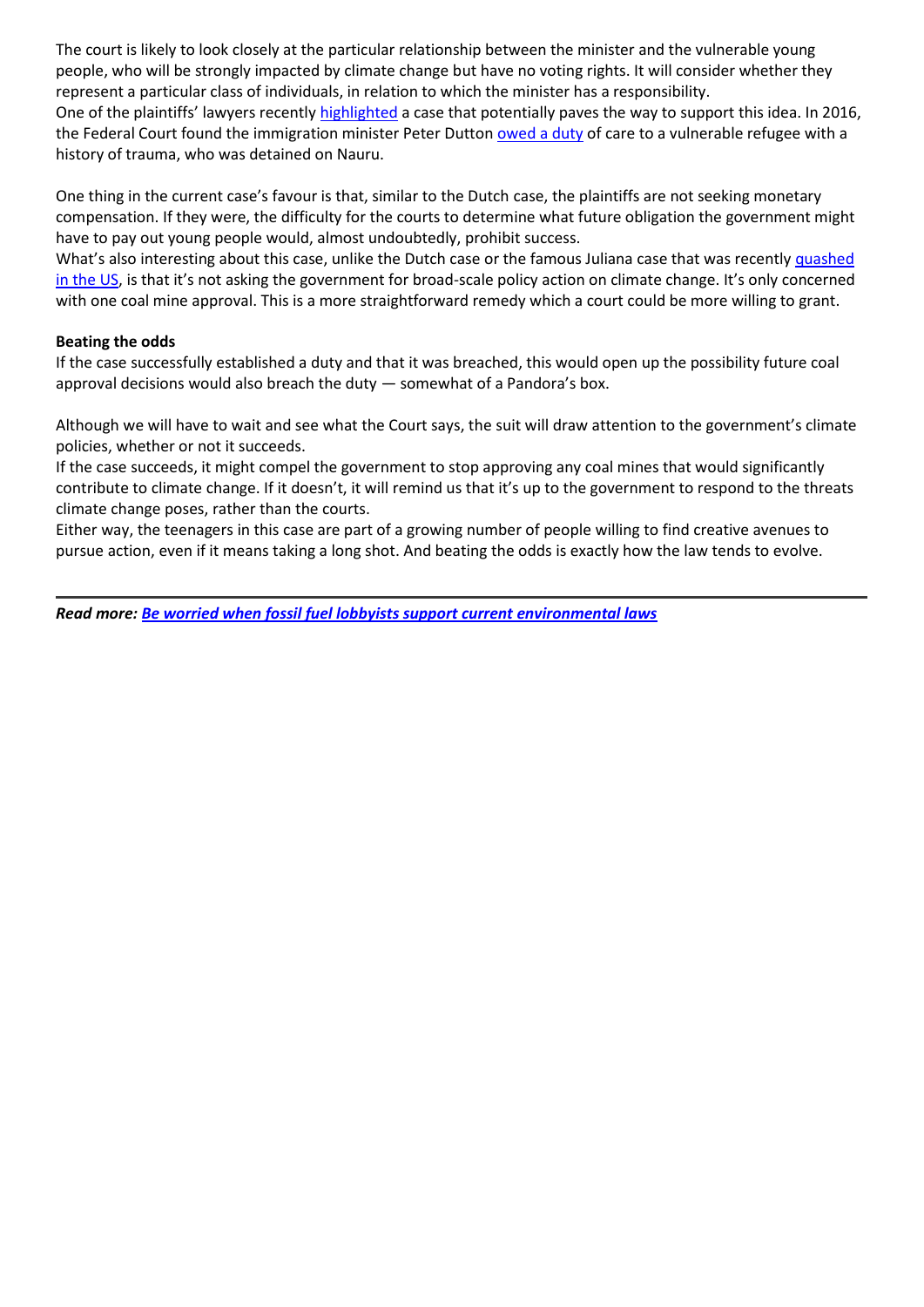The court is likely to look closely at the particular relationship between the minister and the vulnerable young people, who will be strongly impacted by climate change but have no voting rights. It will consider whether they represent a particular class of individuals, in relation to which the minister has a responsibility.

One of the plaintiffs' lawyers recently highlighted a case that potentially paves the way to support this idea. In 2016, the Federal Court found the immigration minister Peter Dutton owed a duty of care to a vulnerable refugee with a history of trauma, who was detained on Nauru.

One thing in the current case's favour is that, similar to the Dutch case, the plaintiffs are not seeking monetary compensation. If they were, the difficulty for the courts to determine what future obligation the government might have to pay out young people would, almost undoubtedly, prohibit success.

What's also interesting about this case, unlike the Dutch case or the famous Juliana case that was recently quashed in the US, is that it's not asking the government for broad-scale policy action on climate change. It's only concerned with one coal mine approval. This is a more straightforward remedy which a court could be more willing to grant.

**Beating the odds**

If the case successfully established a duty and that it was breached, this would open up the possibility future coal approval decisions would also breach the duty — somewhat of a Pandora's box.

Although we will have to wait and see what the Court says, the suit will draw attention to the government's climate policies, whether or not it succeeds.

If the case succeeds, it might compel the government to stop approving any coal mines that would significantly contribute to climate change. If it doesn't, it will remind us that it's up to the government to respond to the threats climate change poses, rather than the courts.

Either way, the teenagers in this case are part of a growing number of people willing to find creative avenues to pursue action, even if it means taking a long shot. And beating the odds is exactly how the law tends to evolve.

---

***Read more: Be worried when fossil fuel lobbyists support current environmental laws***